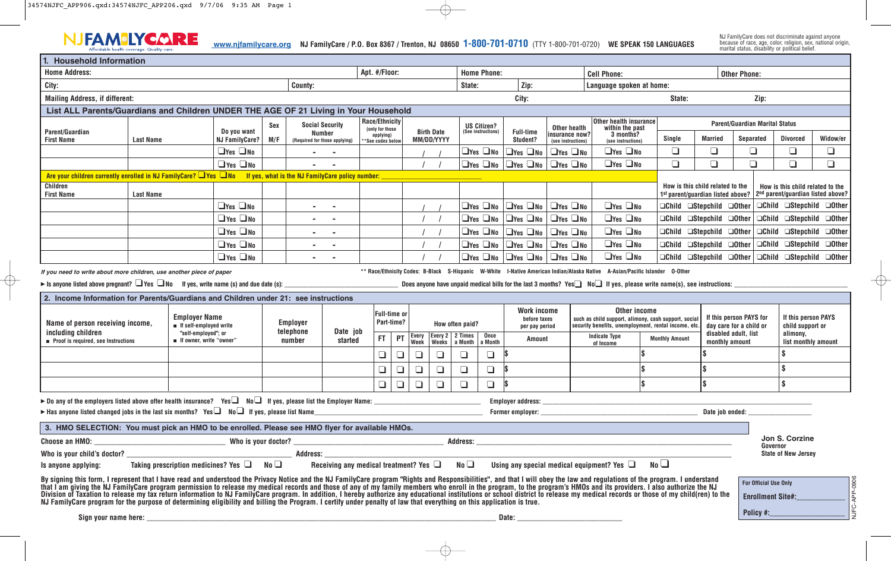**NJ FAMILYCARE** Affordable health coverage. Quality care.

www.njfamilycare.org NJ FamilyCare / P.O. Box 8367 / Trenton, NJ 08650 **1-800-701-0710** (TTY 1-800-701-0720) WE SPEAK 150 LANGUAGES

NJ FamilyCare does not discriminate against anyone because of race, age, color, religion, sex, national origin, marital status, disability or political belief.

## 1. Household Information

| Home Address: | Apt. #/Floor: | Home Phone: | Cell Phone: | Other Phone: |
|---|---|---|---|---|
| City: | County: | State: Zip: | Language spoken at home: | |
| Mailing Address, if different: | City: | State: | Zip: | |

### List ALL Parents/Guardians and Children UNDER THE AGE OF 21 Living in Your Household

| Parent/Guardian First Name | Last Name | Do you want NJ FamilyCare? | Sex M/F | Social Security Number (Required for those applying) | Race/Ethnicity (only for those applying) **See codes below | Birth Date MM/DD/YYYY | US Citizen? (See instructions) | Full-time Student? | Other health insurance now? (see instructions) | Other health insurance within the past 3 months? (see instructions) | Single | Married | Separated | Divorced | Widow/er |
|---|---|---|---|---|---|---|---|---|---|---|---|---|---|---|---|
| | | ❑Yes ❑No | | - - | | / / | ❑Yes ❑No | ❑Yes ❑No | ❑Yes ❑No | ❑Yes ❑No | ❑ | ❑ | ❑ | ❑ | ❑ |
| | | ❑Yes ❑No | | - - | | / / | ❑Yes ❑No | ❑Yes ❑No | ❑Yes ❑No | ❑Yes ❑No | ❑ | ❑ | ❑ | ❑ | ❑ |

(Last five columns: Parent/Guardian Marital Status)

Are your children currently enrolled in NJ FamilyCare? ❑Yes ❑No If yes, what is the NJ FamilyCare policy number: ____________________

| Children First Name | Last Name | Do you want NJ FamilyCare? | Sex M/F | Social Security Number | Race/Ethnicity | Birth Date MM/DD/YYYY | US Citizen? | Full-time Student? | Other health insurance now? | Other health insurance within the past 3 months? | How is this child related to the 1st parent/guardian listed above? | How is this child related to the 2nd parent/guardian listed above? |
|---|---|---|---|---|---|---|---|---|---|---|---|---|
| | | ❑Yes ❑No | | - - | | / / | ❑Yes ❑No | ❑Yes ❑No | ❑Yes ❑No | ❑Yes ❑No | ❑Child ❑Stepchild ❑Other | ❑Child ❑Stepchild ❑Other |
| | | ❑Yes ❑No | | - - | | / / | ❑Yes ❑No | ❑Yes ❑No | ❑Yes ❑No | ❑Yes ❑No | ❑Child ❑Stepchild ❑Other | ❑Child ❑Stepchild ❑Other |
| | | ❑Yes ❑No | | - - | | / / | ❑Yes ❑No | ❑Yes ❑No | ❑Yes ❑No | ❑Yes ❑No | ❑Child ❑Stepchild ❑Other | ❑Child ❑Stepchild ❑Other |
| | | ❑Yes ❑No | | - - | | / / | ❑Yes ❑No | ❑Yes ❑No | ❑Yes ❑No | ❑Yes ❑No | ❑Child ❑Stepchild ❑Other | ❑Child ❑Stepchild ❑Other |
| | | ❑Yes ❑No | | - - | | / / | ❑Yes ❑No | ❑Yes ❑No | ❑Yes ❑No | ❑Yes ❑No | ❑Child ❑Stepchild ❑Other | ❑Child ❑Stepchild ❑Other |

*If you need to write about more children, use another piece of paper*

** Race/Ethnicity Codes: B-Black S-Hispanic W-White I-Native American Indian/Alaska Native A-Asian/Pacific Islander O-Other

► Is anyone listed above pregnant? ❑Yes ❑No If yes, write name (s) and due date (s): ____________________ Does anyone have unpaid medical bills for the last 3 months? Yes❑ No❑ If yes, please write name(s), see instructions: ____________________

## 2. Income Information for Parents/Guardians and Children under 21: see instructions

| Name of person receiving income, including children ■ Proof is required, see Instructions | Employer Name ■ If self-employed write "self-employed"; or ■ If owner, write "owner" | Employer telephone number | Date job started | Full-time or Part-time? FT | PT | How often paid? Every Week | Every 2 Weeks | 2 Times a Month | Once a Month | Work income before taxes per pay period Amount | Other income such as child support, alimony, cash support, social security benefits, unemployment, rental income, etc. Indicate Type of Income | Monthly Amount | If this person PAYS for day care for a child or disabled adult, list monthly amount | If this person PAYS child support or alimony, list monthly amount |
|---|---|---|---|---|---|---|---|---|---|---|---|---|---|---|
| | | | | ❑ | ❑ | ❑ | ❑ | ❑ | ❑ | $ | | $ | $ | $ |
| | | | | ❑ | ❑ | ❑ | ❑ | ❑ | ❑ | $ | | $ | $ | $ |
| | | | | ❑ | ❑ | ❑ | ❑ | ❑ | ❑ | $ | | $ | $ | $ |

► Do any of the employers listed above offer health insurance? Yes❑ No❑ If yes, please list the Employer Name: ____________________ Employer address: ____________________

► Has anyone listed changed jobs in the last six months? Yes❑ No❑ If yes, please list Name____________________ Former employer: ____________________ Date job ended: ____________________

## 3. HMO SELECTION: You must pick an HMO to be enrolled. Please see HMO flyer for available HMOs.

Choose an HMO: ____________________ Who is your doctor? ____________________ Address: ____________________

Who is your child's doctor? ____________________ Address: ____________________

Is anyone applying: Taking prescription medicines? Yes ❑ No ❑ Receiving any medical treatment? Yes ❑ No ❑ Using any special medical equipment? Yes ❑ No ❑

Jon S. Corzine
Governor
State of New Jersey

By signing this form, I represent that I have read and understood the Privacy Notice and the NJ FamilyCare program "Rights and Responsibilities", and that I will obey the law and regulations of the program. I understand that I am giving the NJ FamilyCare program permission to release my medical records and those of any of my family members who enroll in the program, to the program's HMOs and its providers. I also authorize the NJ Division of Taxation to release my tax return information to NJ FamilyCare program. In addition, I hereby authorize any educational institutions or school district to release my medical records or those of my child(ren) to the NJ FamilyCare program for the purpose of determining eligibility and billing the Program. I certify under penalty of law that everything on this application is true.

Sign your name here: ____________________ Date: ____________________

For Official Use Only
Enrollment Site#:____________
Policy #:____________

NJFC-APP-0906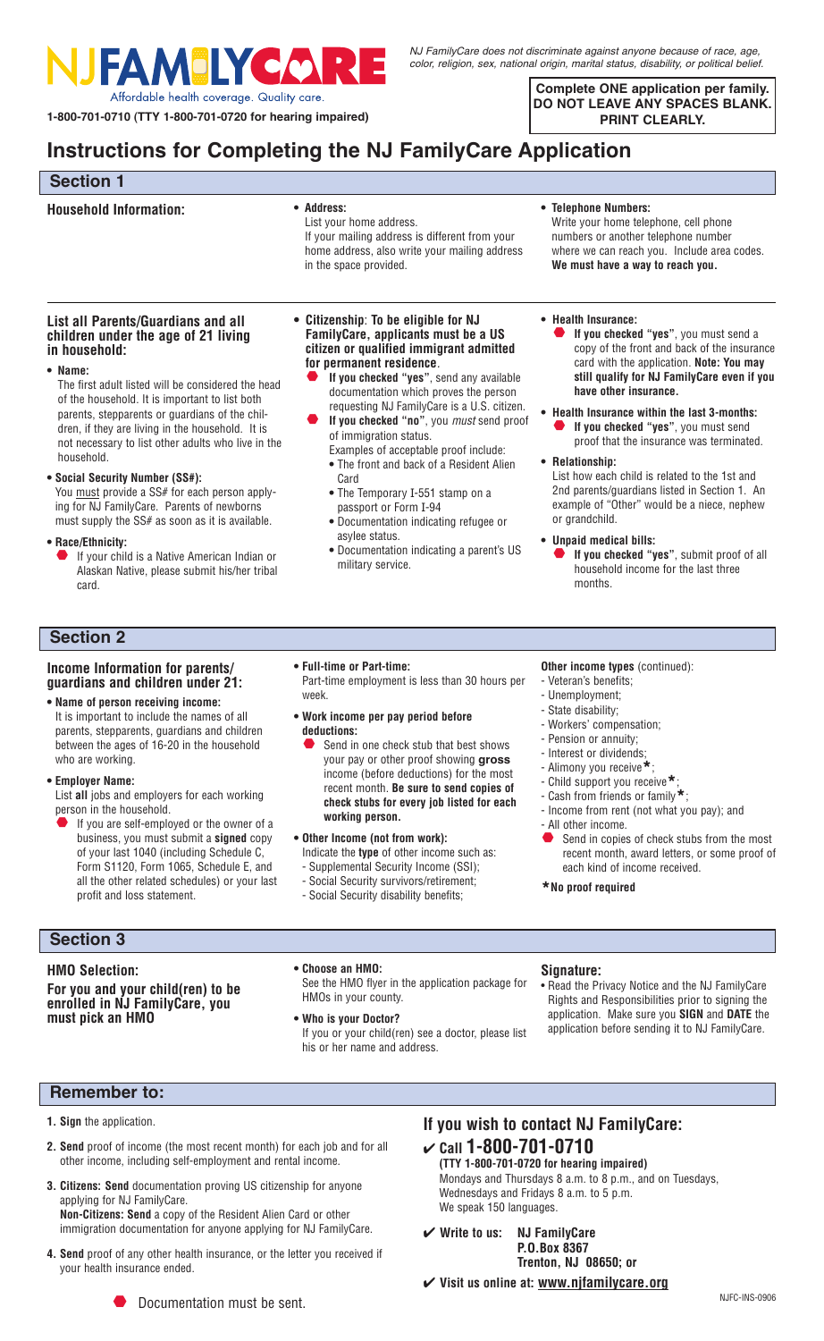# NJ FAMILYCARE

Affordable health coverage. Quality care.

**1-800-701-0710 (TTY 1-800-701-0720 for hearing impaired)**

*NJ FamilyCare does not discriminate against anyone because of race, age, color, religion, sex, national origin, marital status, disability, or political belief.*

**Complete ONE application per family. DO NOT LEAVE ANY SPACES BLANK. PRINT CLEARLY.**

# Instructions for Completing the NJ FamilyCare Application

## Section 1

### Household Information:

- **Address:**
  List your home address.
  If your mailing address is different from your home address, also write your mailing address in the space provided.

- **Telephone Numbers:**
  Write your home telephone, cell phone numbers or another telephone number where we can reach you. Include area codes. **We must have a way to reach you.**

### List all Parents/Guardians and all children under the age of 21 living in household:

- **Name:**
  The first adult listed will be considered the head of the household. It is important to list both parents, stepparents or guardians of the children, if they are living in the household. It is not necessary to list other adults who live in the household.

- **Social Security Number (SS#):**
  You must provide a SS# for each person applying for NJ FamilyCare. Parents of newborns must supply the SS# as soon as it is available.

- **Race/Ethnicity:**
  - If your child is a Native American Indian or Alaskan Native, please submit his/her tribal card.

- **Citizenship**: **To be eligible for NJ FamilyCare, applicants must be a US citizen or qualified immigrant admitted for permanent residence**.
  - **If you checked "yes"**, send any available documentation which proves the person requesting NJ FamilyCare is a U.S. citizen.
  - **If you checked "no"**, you *must* send proof of immigration status.
    Examples of acceptable proof include:
    - The front and back of a Resident Alien Card
    - The Temporary I-551 stamp on a passport or Form I-94
    - Documentation indicating refugee or asylee status.
    - Documentation indicating a parent's US military service.

- **Health Insurance:**
  - **If you checked "yes"**, you must send a copy of the front and back of the insurance card with the application. **Note: You may still qualify for NJ FamilyCare even if you have other insurance.**

- **Health Insurance within the last 3-months:**
  - **If you checked "yes"**, you must send proof that the insurance was terminated.

- **Relationship:**
  List how each child is related to the 1st and 2nd parents/guardians listed in Section 1. An example of "Other" would be a niece, nephew or grandchild.

- **Unpaid medical bills:**
  - **If you checked "yes"**, submit proof of all household income for the last three months.

## Section 2

### Income Information for parents/ guardians and children under 21:

- **Name of person receiving income:**
  It is important to include the names of all parents, stepparents, guardians and children between the ages of 16-20 in the household who are working.

- **Employer Name:**
  List **all** jobs and employers for each working person in the household.
  - If you are self-employed or the owner of a business, you must submit a **signed** copy of your last 1040 (including Schedule C, Form S1120, Form 1065, Schedule E, and all the other related schedules) or your last profit and loss statement.

- **Full-time or Part-time:**
  Part-time employment is less than 30 hours per week.

- **Work income per pay period before deductions:**
  - Send in one check stub that best shows your pay or other proof showing **gross** income (before deductions) for the most recent month. **Be sure to send copies of check stubs for every job listed for each working person.**

- **Other Income (not from work):**
  Indicate the **type** of other income such as:
  - Supplemental Security Income (SSI);
  - Social Security survivors/retirement;
  - Social Security disability benefits;

**Other income types** (continued):
- Veteran's benefits;
- Unemployment;
- State disability;
- Workers' compensation;
- Pension or annuity;
- Interest or dividends;
- Alimony you receive*;
- Child support you receive*;
- Cash from friends or family*;
- Income from rent (not what you pay); and
- All other income.

- Send in copies of check stubs from the most recent month, award letters, or some proof of each kind of income received.

***No proof required**

## Section 3

### HMO Selection:

**For you and your child(ren) to be enrolled in NJ FamilyCare, you must pick an HMO**

- **Choose an HMO:**
  See the HMO flyer in the application package for HMOs in your county.

- **Who is your Doctor?**
  If you or your child(ren) see a doctor, please list his or her name and address.

### Signature:

- Read the Privacy Notice and the NJ FamilyCare Rights and Responsibilities prior to signing the application. Make sure you **SIGN** and **DATE** the application before sending it to NJ FamilyCare.

## Remember to:

1. **Sign** the application.
2. **Send** proof of income (the most recent month) for each job and for all other income, including self-employment and rental income.
3. **Citizens: Send** documentation proving US citizenship for anyone applying for NJ FamilyCare.
   **Non-Citizens: Send** a copy of the Resident Alien Card or other immigration documentation for anyone applying for NJ FamilyCare.
4. **Send** proof of any other health insurance, or the letter you received if your health insurance ended.

### If you wish to contact NJ FamilyCare:

✔ **Call 1-800-701-0710**
**(TTY 1-800-701-0720 for hearing impaired)**
Mondays and Thursdays 8 a.m. to 8 p.m., and on Tuesdays, Wednesdays and Fridays 8 a.m. to 5 p.m.
We speak 150 languages.

✔ **Write to us: NJ FamilyCare**
**P.O.Box 8367**
**Trenton, NJ 08650; or**

✔ **Visit us online at: www.njfamilycare.org**

● Documentation must be sent.

NJFC-INS-0906